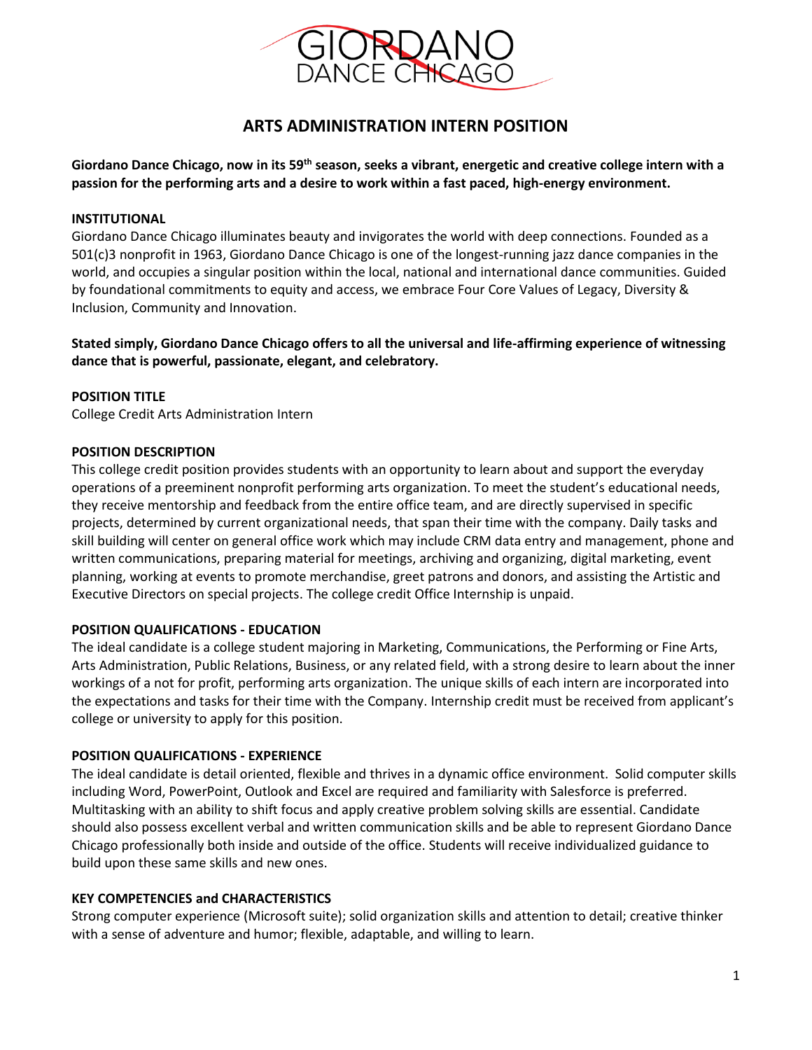GIORDANO DANCE CHICAGO

# ARTS ADMINISTRATION INTERN POSITION

**Giordano Dance Chicago, now in its 59th season, seeks a vibrant, energetic and creative college intern with a passion for the performing arts and a desire to work within a fast paced, high-energy environment.**

**INSTITUTIONAL**

Giordano Dance Chicago illuminates beauty and invigorates the world with deep connections. Founded as a 501(c)3 nonprofit in 1963, Giordano Dance Chicago is one of the longest-running jazz dance companies in the world, and occupies a singular position within the local, national and international dance communities. Guided by foundational commitments to equity and access, we embrace Four Core Values of Legacy, Diversity & Inclusion, Community and Innovation.

**Stated simply, Giordano Dance Chicago offers to all the universal and life-affirming experience of witnessing dance that is powerful, passionate, elegant, and celebratory.**

**POSITION TITLE**

College Credit Arts Administration Intern

**POSITION DESCRIPTION**

This college credit position provides students with an opportunity to learn about and support the everyday operations of a preeminent nonprofit performing arts organization. To meet the student's educational needs, they receive mentorship and feedback from the entire office team, and are directly supervised in specific projects, determined by current organizational needs, that span their time with the company. Daily tasks and skill building will center on general office work which may include CRM data entry and management, phone and written communications, preparing material for meetings, archiving and organizing, digital marketing, event planning, working at events to promote merchandise, greet patrons and donors, and assisting the Artistic and Executive Directors on special projects. The college credit Office Internship is unpaid.

**POSITION QUALIFICATIONS - EDUCATION**

The ideal candidate is a college student majoring in Marketing, Communications, the Performing or Fine Arts, Arts Administration, Public Relations, Business, or any related field, with a strong desire to learn about the inner workings of a not for profit, performing arts organization. The unique skills of each intern are incorporated into the expectations and tasks for their time with the Company. Internship credit must be received from applicant's college or university to apply for this position.

**POSITION QUALIFICATIONS - EXPERIENCE**

The ideal candidate is detail oriented, flexible and thrives in a dynamic office environment. Solid computer skills including Word, PowerPoint, Outlook and Excel are required and familiarity with Salesforce is preferred. Multitasking with an ability to shift focus and apply creative problem solving skills are essential. Candidate should also possess excellent verbal and written communication skills and be able to represent Giordano Dance Chicago professionally both inside and outside of the office. Students will receive individualized guidance to build upon these same skills and new ones.

**KEY COMPETENCIES and CHARACTERISTICS**

Strong computer experience (Microsoft suite); solid organization skills and attention to detail; creative thinker with a sense of adventure and humor; flexible, adaptable, and willing to learn.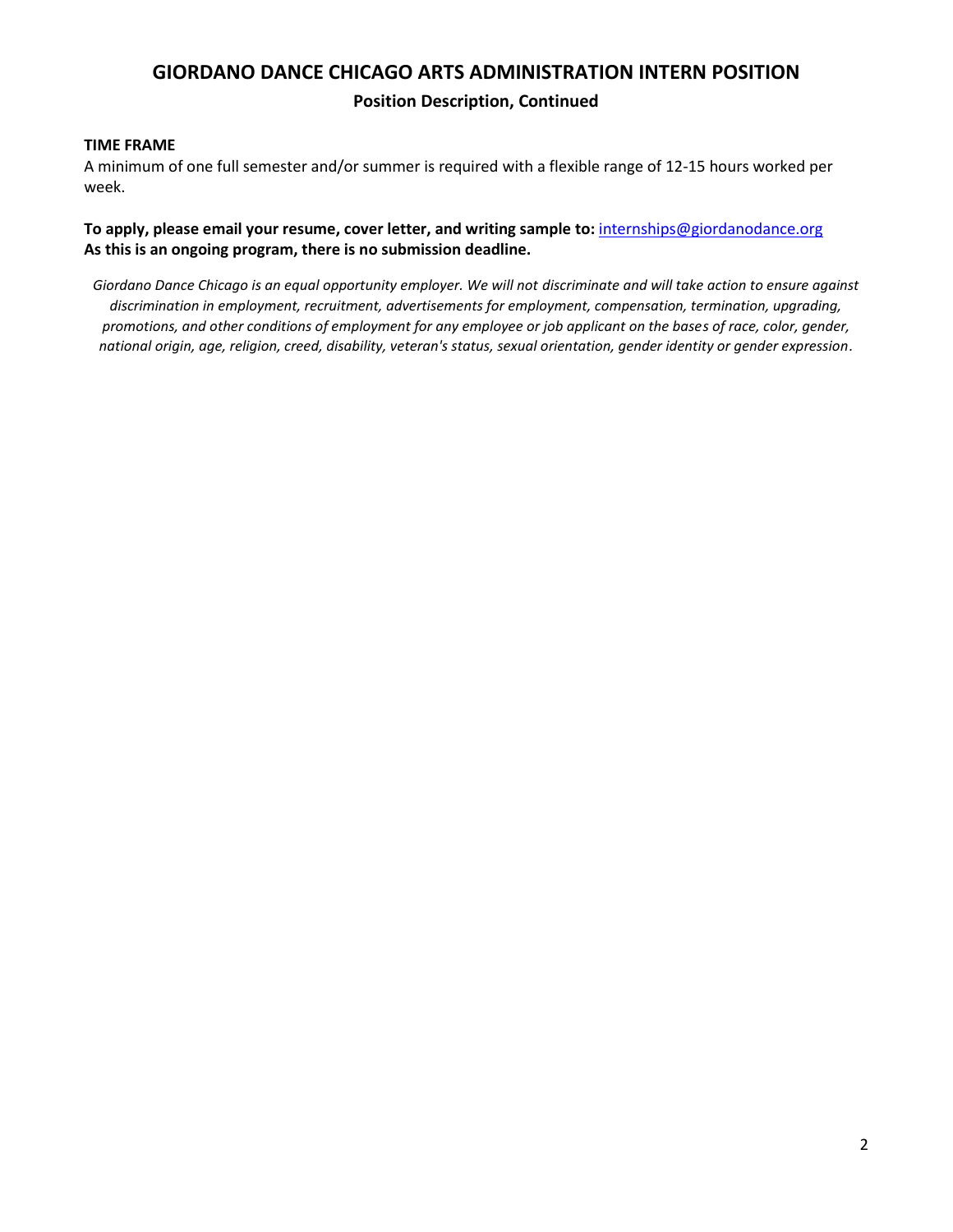# GIORDANO DANCE CHICAGO ARTS ADMINISTRATION INTERN POSITION

## Position Description, Continued

**TIME FRAME**

A minimum of one full semester and/or summer is required with a flexible range of 12-15 hours worked per week.

**To apply, please email your resume, cover letter, and writing sample to:** internships@giordanodance.org
**As this is an ongoing program, there is no submission deadline.**

*Giordano Dance Chicago is an equal opportunity employer. We will not discriminate and will take action to ensure against discrimination in employment, recruitment, advertisements for employment, compensation, termination, upgrading, promotions, and other conditions of employment for any employee or job applicant on the bases of race, color, gender, national origin, age, religion, creed, disability, veteran's status, sexual orientation, gender identity or gender expression.*